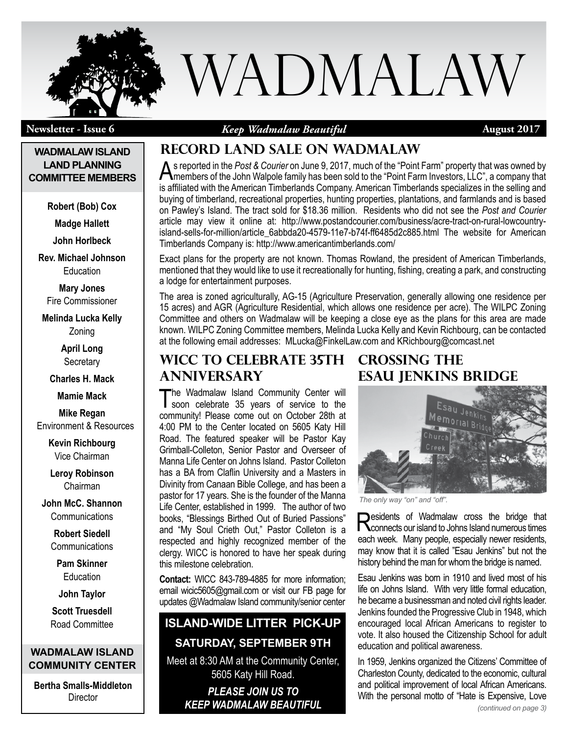# WADMALAW

**Newsletter - Issue 6** *Keep Wadmalaw Beautiful* **August 2017**

## Record Land Sale on Wadmalaw

As reported in the *Post & Courier* on June 9, 2017, much of the "Point Farm" property that was owned by members of the John Walpole family has been sold to the "Point Farm Investors, LLC", a company that is affiliated with the American Timberlands Company. American Timberlands specializes in the selling and buying of timberland, recreational properties, hunting properties, plantations, and farmlands and is based on Pawley's Island. The tract sold for $18.36 million. Residents who did not see the *Post and Courier* article may view it online at: http://www.postandcourier.com/business/acre-tract-on-rural-lowcountry-island-sells-for-million/article_6abbda20-4579-11e7-b74f-ff6485d2c885.html The website for American Timberlands Company is: http://www.americantimberlands.com/

Exact plans for the property are not known. Thomas Rowland, the president of American Timberlands, mentioned that they would like to use it recreationally for hunting, fishing, creating a park, and constructing a lodge for entertainment purposes.

The area is zoned agriculturally, AG-15 (Agriculture Preservation, generally allowing one residence per 15 acres) and AGR (Agriculture Residential, which allows one residence per acre). The WILPC Zoning Committee and others on Wadmalaw will be keeping a close eye as the plans for this area are made known. WILPC Zoning Committee members, Melinda Lucka Kelly and Kevin Richbourg, can be contacted at the following email addresses: MLucka@FinkelLaw.com and KRichbourg@comcast.net

## WICC to Celebrate 35th Anniversary

The Wadmalaw Island Community Center will soon celebrate 35 years of service to the community! Please come out on October 28th at 4:00 PM to the Center located on 5605 Katy Hill Road. The featured speaker will be Pastor Kay Grimball-Colleton, Senior Pastor and Overseer of Manna Life Center on Johns Island. Pastor Colleton has a BA from Claflin University and a Masters in Divinity from Canaan Bible College, and has been a pastor for 17 years. She is the founder of the Manna Life Center, established in 1999. The author of two books, "Blessings Birthed Out of Buried Passions" and "My Soul Crieth Out," Pastor Colleton is a respected and highly recognized member of the clergy. WICC is honored to have her speak during this milestone celebration.

**Contact:** WICC 843-789-4885 for more information; email wicic5605@gmail.com or visit our FB page for updates @Wadmalaw Island community/senior center

**ISLAND-WIDE LITTER PICK-UP**

**SATURDAY, SEPTEMBER 9TH**

Meet at 8:30 AM at the Community Center, 5605 Katy Hill Road.

***PLEASE JOIN US TO KEEP WADMALAW BEAUTIFUL***

## Crossing the Esau Jenkins Bridge

*The only way "on" and "off".*

Residents of Wadmalaw cross the bridge that connects our island to Johns Island numerous times each week. Many people, especially newer residents, may know that it is called "Esau Jenkins" but not the history behind the man for whom the bridge is named.

Esau Jenkins was born in 1910 and lived most of his life on Johns Island. With very little formal education, he became a businessman and noted civil rights leader. Jenkins founded the Progressive Club in 1948, which encouraged local African Americans to register to vote. It also housed the Citizenship School for adult education and political awareness.

In 1959, Jenkins organized the Citizens' Committee of Charleston County, dedicated to the economic, cultural and political improvement of local African Americans. With the personal motto of "Hate is Expensive, Love

*(continued on page 3)*

---

**WADMALAW ISLAND LAND PLANNING COMMITTEE MEMBERS**

**Robert (Bob) Cox**

**Madge Hallett**

**John Horlbeck**

**Rev. Michael Johnson**
Education

**Mary Jones**
Fire Commissioner

**Melinda Lucka Kelly**
Zoning

**April Long**
Secretary

**Charles H. Mack**

**Mamie Mack**

**Mike Regan**
Environment & Resources

**Kevin Richbourg**
Vice Chairman

**Leroy Robinson**
Chairman

**John McC. Shannon**
Communications

**Robert Siedell**
Communications

**Pam Skinner**
Education

**John Taylor**

**Scott Truesdell**
Road Committee

**WADMALAW ISLAND COMMUNITY CENTER**

**Bertha Smalls-Middleton**
Director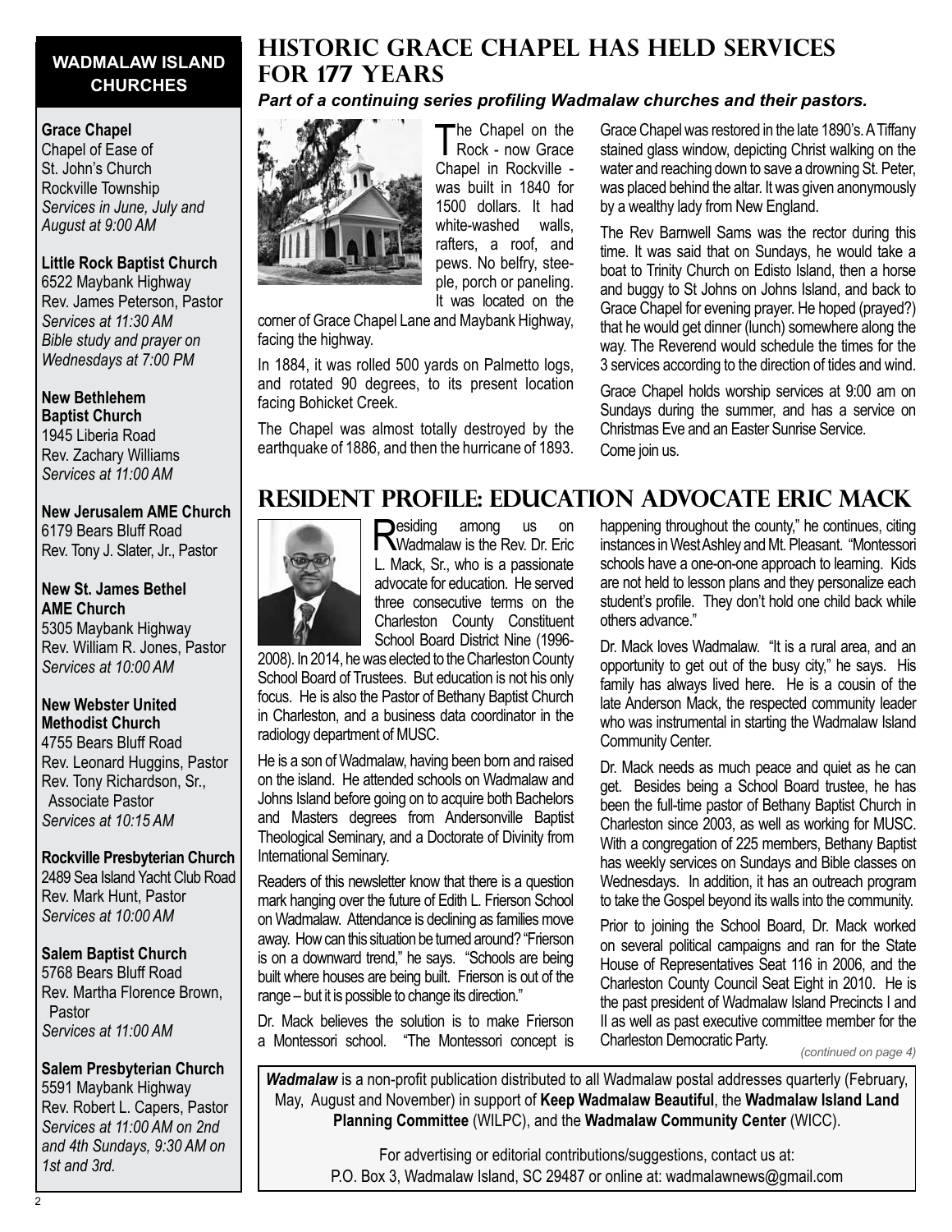## WADMALAW ISLAND CHURCHES

**Grace Chapel**
Chapel of Ease of
St. John's Church
Rockville Township
*Services in June, July and August at 9:00 AM*

**Little Rock Baptist Church**
6522 Maybank Highway
Rev. James Peterson, Pastor
*Services at 11:30 AM*
*Bible study and prayer on Wednesdays at 7:00 PM*

**New Bethlehem Baptist Church**
1945 Liberia Road
Rev. Zachary Williams
*Services at 11:00 AM*

**New Jerusalem AME Church**
6179 Bears Bluff Road
Rev. Tony J. Slater, Jr., Pastor

**New St. James Bethel AME Church**
5305 Maybank Highway
Rev. William R. Jones, Pastor
*Services at 10:00 AM*

**New Webster United Methodist Church**
4755 Bears Bluff Road
Rev. Leonard Huggins, Pastor
Rev. Tony Richardson, Sr., Associate Pastor
*Services at 10:15 AM*

**Rockville Presbyterian Church**
2489 Sea Island Yacht Club Road
Rev. Mark Hunt, Pastor
*Services at 10:00 AM*

**Salem Baptist Church**
5768 Bears Bluff Road
Rev. Martha Florence Brown, Pastor
*Services at 11:00 AM*

**Salem Presbyterian Church**
5591 Maybank Highway
Rev. Robert L. Capers, Pastor
*Services at 11:00 AM on 2nd and 4th Sundays, 9:30 AM on 1st and 3rd.*

# Historic Grace Chapel Has Held Services for 177 Years

***Part of a continuing series profiling Wadmalaw churches and their pastors.***

The Chapel on the Rock - now Grace Chapel in Rockville - was built in 1840 for 1500 dollars. It had white-washed walls, rafters, a roof, and pews. No belfry, steeple, porch or paneling. It was located on the corner of Grace Chapel Lane and Maybank Highway, facing the highway.

In 1884, it was rolled 500 yards on Palmetto logs, and rotated 90 degrees, to its present location facing Bohicket Creek.

The Chapel was almost totally destroyed by the earthquake of 1886, and then the hurricane of 1893. Grace Chapel was restored in the late 1890's. A Tiffany stained glass window, depicting Christ walking on the water and reaching down to save a drowning St. Peter, was placed behind the altar. It was given anonymously by a wealthy lady from New England.

The Rev Barnwell Sams was the rector during this time. It was said that on Sundays, he would take a boat to Trinity Church on Edisto Island, then a horse and buggy to St Johns on Johns Island, and back to Grace Chapel for evening prayer. He hoped (prayed?) that he would get dinner (lunch) somewhere along the way. The Reverend would schedule the times for the 3 services according to the direction of tides and wind.

Grace Chapel holds worship services at 9:00 am on Sundays during the summer, and has a service on Christmas Eve and an Easter Sunrise Service.

Come join us.

# Resident Profile: Education Advocate Eric Mack

Residing among us on Wadmalaw is the Rev. Dr. Eric L. Mack, Sr., who is a passionate advocate for education. He served three consecutive terms on the Charleston County Constituent School Board District Nine (1996-2008). In 2014, he was elected to the Charleston County School Board of Trustees. But education is not his only focus. He is also the Pastor of Bethany Baptist Church in Charleston, and a business data coordinator in the radiology department of MUSC.

He is a son of Wadmalaw, having been born and raised on the island. He attended schools on Wadmalaw and Johns Island before going on to acquire both Bachelors and Masters degrees from Andersonville Baptist Theological Seminary, and a Doctorate of Divinity from International Seminary.

Readers of this newsletter know that there is a question mark hanging over the future of Edith L. Frierson School on Wadmalaw. Attendance is declining as families move away. How can this situation be turned around? "Frierson is on a downward trend," he says. "Schools are being built where houses are being built. Frierson is out of the range – but it is possible to change its direction."

Dr. Mack believes the solution is to make Frierson a Montessori school. "The Montessori concept is happening throughout the county," he continues, citing instances in West Ashley and Mt. Pleasant. "Montessori schools have a one-on-one approach to learning. Kids are not held to lesson plans and they personalize each student's profile. They don't hold one child back while others advance."

Dr. Mack loves Wadmalaw. "It is a rural area, and an opportunity to get out of the busy city," he says. His family has always lived here. He is a cousin of the late Anderson Mack, the respected community leader who was instrumental in starting the Wadmalaw Island Community Center.

Dr. Mack needs as much peace and quiet as he can get. Besides being a School Board trustee, he has been the full-time pastor of Bethany Baptist Church in Charleston since 2003, as well as working for MUSC. With a congregation of 225 members, Bethany Baptist has weekly services on Sundays and Bible classes on Wednesdays. In addition, it has an outreach program to take the Gospel beyond its walls into the community.

Prior to joining the School Board, Dr. Mack worked on several political campaigns and ran for the State House of Representatives Seat 116 in 2006, and the Charleston County Council Seat Eight in 2010. He is the past president of Wadmalaw Island Precincts I and II as well as past executive committee member for the Charleston Democratic Party.

*(continued on page 4)*

***Wadmalaw*** is a non-profit publication distributed to all Wadmalaw postal addresses quarterly (February, May, August and November) in support of **Keep Wadmalaw Beautiful**, the **Wadmalaw Island Land Planning Committee** (WILPC), and the **Wadmalaw Community Center** (WICC).

For advertising or editorial contributions/suggestions, contact us at:
P.O. Box 3, Wadmalaw Island, SC 29487 or online at: wadmalawnews@gmail.com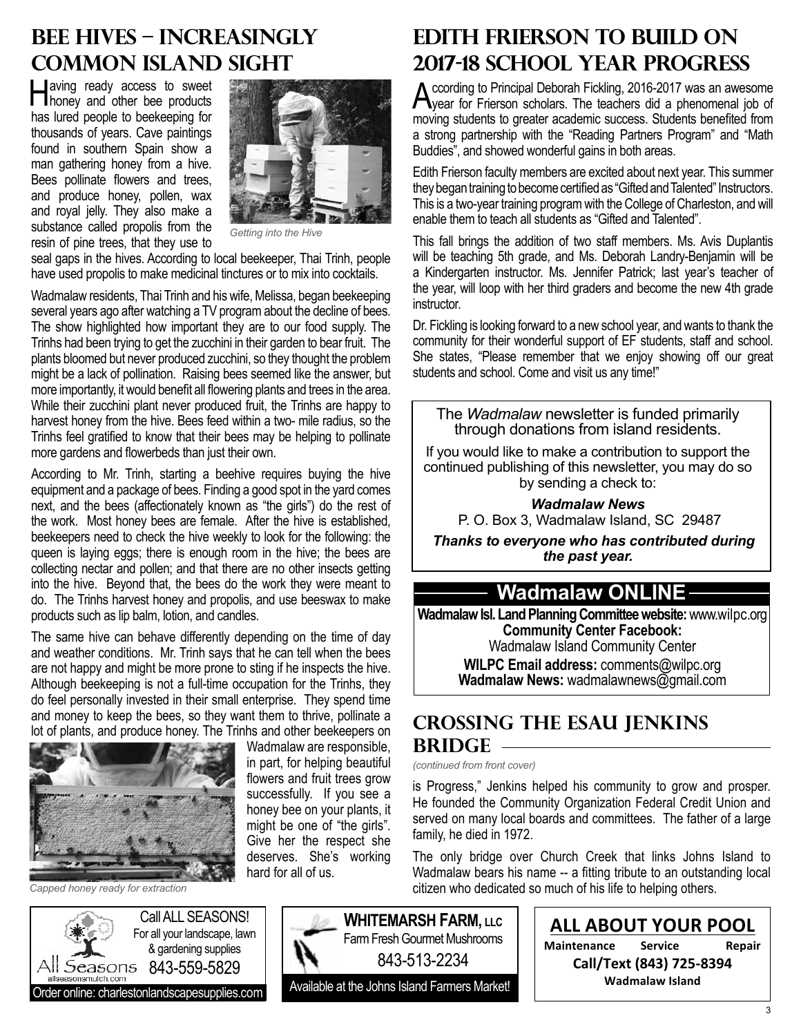## Bee Hives – Increasingly Common Island Sight

Having ready access to sweet honey and other bee products has lured people to beekeeping for thousands of years. Cave paintings found in southern Spain show a man gathering honey from a hive. Bees pollinate flowers and trees, and produce honey, pollen, wax and royal jelly. They also make a substance called propolis from the resin of pine trees, that they use to seal gaps in the hives. According to local beekeeper, Thai Trinh, people have used propolis to make medicinal tinctures or to mix into cocktails.

*Getting into the Hive*

Wadmalaw residents, Thai Trinh and his wife, Melissa, began beekeeping several years ago after watching a TV program about the decline of bees. The show highlighted how important they are to our food supply. The Trinhs had been trying to get the zucchini in their garden to bear fruit. The plants bloomed but never produced zucchini, so they thought the problem might be a lack of pollination. Raising bees seemed like the answer, but more importantly, it would benefit all flowering plants and trees in the area. While their zucchini plant never produced fruit, the Trinhs are happy to harvest honey from the hive. Bees feed within a two- mile radius, so the Trinhs feel gratified to know that their bees may be helping to pollinate more gardens and flowerbeds than just their own.

According to Mr. Trinh, starting a beehive requires buying the hive equipment and a package of bees. Finding a good spot in the yard comes next, and the bees (affectionately known as "the girls") do the rest of the work. Most honey bees are female. After the hive is established, beekeepers need to check the hive weekly to look for the following: the queen is laying eggs; there is enough room in the hive; the bees are collecting nectar and pollen; and that there are no other insects getting into the hive. Beyond that, the bees do the work they were meant to do. The Trinhs harvest honey and propolis, and use beeswax to make products such as lip balm, lotion, and candles.

The same hive can behave differently depending on the time of day and weather conditions. Mr. Trinh says that he can tell when the bees are not happy and might be more prone to sting if he inspects the hive. Although beekeeping is not a full-time occupation for the Trinhs, they do feel personally invested in their small enterprise. They spend time and money to keep the bees, so they want them to thrive, pollinate a lot of plants, and produce honey. The Trinhs and other beekeepers on Wadmalaw are responsible, in part, for helping beautiful flowers and fruit trees grow successfully. If you see a honey bee on your plants, it might be one of "the girls". Give her the respect she deserves. She's working hard for all of us.

*Capped honey ready for extraction*

## Edith Frierson to Build on 2017-18 School Year Progress

According to Principal Deborah Fickling, 2016-2017 was an awesome year for Frierson scholars. The teachers did a phenomenal job of moving students to greater academic success. Students benefited from a strong partnership with the "Reading Partners Program" and "Math Buddies", and showed wonderful gains in both areas.

Edith Frierson faculty members are excited about next year. This summer they began training to become certified as "Gifted and Talented" Instructors. This is a two-year training program with the College of Charleston, and will enable them to teach all students as "Gifted and Talented".

This fall brings the addition of two staff members. Ms. Avis Duplantis will be teaching 5th grade, and Ms. Deborah Landry-Benjamin will be a Kindergarten instructor. Ms. Jennifer Patrick; last year's teacher of the year, will loop with her third graders and become the new 4th grade instructor.

Dr. Fickling is looking forward to a new school year, and wants to thank the community for their wonderful support of EF students, staff and school. She states, "Please remember that we enjoy showing off our great students and school. Come and visit us any time!"

The *Wadmalaw* newsletter is funded primarily through donations from island residents.

If you would like to make a contribution to support the continued publishing of this newsletter, you may do so by sending a check to:

***Wadmalaw News***
P. O. Box 3, Wadmalaw Island, SC 29487

***Thanks to everyone who has contributed during the past year.***

## Wadmalaw ONLINE

**Wadmalaw Isl. Land Planning Committee website:** www.wilpc.org
**Community Center Facebook:**
Wadmalaw Island Community Center
**WILPC Email address:** comments@wilpc.org
**Wadmalaw News:** wadmalawnews@gmail.com

## Crossing the Esau Jenkins Bridge

*(continued from front cover)*

is Progress," Jenkins helped his community to grow and prosper. He founded the Community Organization Federal Credit Union and served on many local boards and committees. The father of a large family, he died in 1972.

The only bridge over Church Creek that links Johns Island to Wadmalaw bears his name -- a fitting tribute to an outstanding local citizen who dedicated so much of his life to helping others.

Call ALL SEASONS!
For all your landscape, lawn & gardening supplies
All Seasons 843-559-5829
allseasonsmulch.com
Order online: charlestonlandscapesupplies.com

**WHITEMARSH FARM, LLC**
Farm Fresh Gourmet Mushrooms
843-513-2234
Available at the Johns Island Farmers Market!

**ALL ABOUT YOUR POOL**
**Maintenance Service Repair**
**Call/Text (843) 725-8394**
**Wadmalaw Island**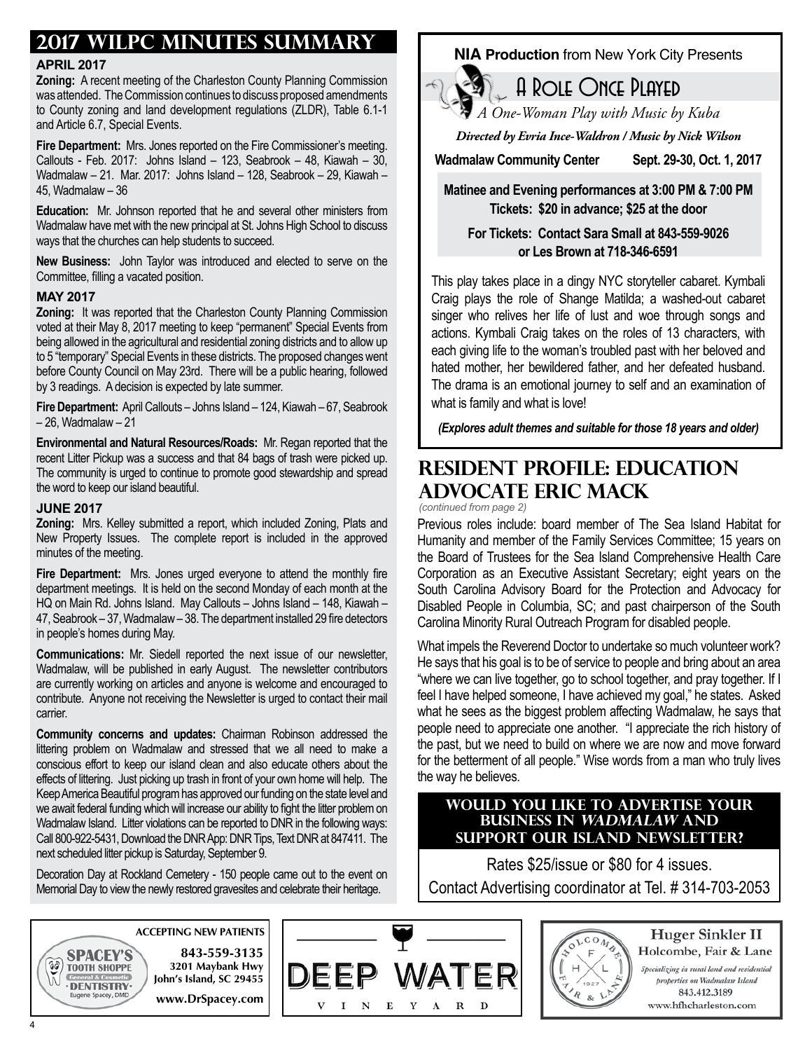## 2017 WILPC MINUTES SUMMARY

### APRIL 2017

**Zoning:** A recent meeting of the Charleston County Planning Commission was attended. The Commission continues to discuss proposed amendments to County zoning and land development regulations (ZLDR), Table 6.1-1 and Article 6.7, Special Events.

**Fire Department:** Mrs. Jones reported on the Fire Commissioner's meeting. Callouts - Feb. 2017: Johns Island – 123, Seabrook – 48, Kiawah – 30, Wadmalaw – 21. Mar. 2017: Johns Island – 128, Seabrook – 29, Kiawah – 45, Wadmalaw – 36

**Education:** Mr. Johnson reported that he and several other ministers from Wadmalaw have met with the new principal at St. Johns High School to discuss ways that the churches can help students to succeed.

**New Business:** John Taylor was introduced and elected to serve on the Committee, filling a vacated position.

### MAY 2017

**Zoning:** It was reported that the Charleston County Planning Commission voted at their May 8, 2017 meeting to keep "permanent" Special Events from being allowed in the agricultural and residential zoning districts and to allow up to 5 "temporary" Special Events in these districts. The proposed changes went before County Council on May 23rd. There will be a public hearing, followed by 3 readings. A decision is expected by late summer.

**Fire Department:** April Callouts – Johns Island – 124, Kiawah – 67, Seabrook – 26, Wadmalaw – 21

**Environmental and Natural Resources/Roads:** Mr. Regan reported that the recent Litter Pickup was a success and that 84 bags of trash were picked up. The community is urged to continue to promote good stewardship and spread the word to keep our island beautiful.

### JUNE 2017

**Zoning:** Mrs. Kelley submitted a report, which included Zoning, Plats and New Property Issues. The complete report is included in the approved minutes of the meeting.

**Fire Department:** Mrs. Jones urged everyone to attend the monthly fire department meetings. It is held on the second Monday of each month at the HQ on Main Rd. Johns Island. May Callouts – Johns Island – 148, Kiawah – 47, Seabrook – 37, Wadmalaw – 38. The department installed 29 fire detectors in people's homes during May.

**Communications:** Mr. Siedell reported the next issue of our newsletter, Wadmalaw, will be published in early August. The newsletter contributors are currently working on articles and anyone is welcome and encouraged to contribute. Anyone not receiving the Newsletter is urged to contact their mail carrier.

**Community concerns and updates:** Chairman Robinson addressed the littering problem on Wadmalaw and stressed that we all need to make a conscious effort to keep our island clean and also educate others about the effects of littering. Just picking up trash in front of your own home will help. The Keep America Beautiful program has approved our funding on the state level and we await federal funding which will increase our ability to fight the litter problem on Wadmalaw Island. Litter violations can be reported to DNR in the following ways: Call 800-922-5431, Download the DNR App: DNR Tips, Text DNR at 847411. The next scheduled litter pickup is Saturday, September 9.

Decoration Day at Rockland Cemetery - 150 people came out to the event on Memorial Day to view the newly restored gravesites and celebrate their heritage.

---

**NIA Production** from New York City Presents

## A Role Once Played

*A One-Woman Play with Music by Kuba*

***Directed by Evria Ince-Waldron / Music by Nick Wilson***

**Wadmalaw Community Center** **Sept. 29-30, Oct. 1, 2017**

**Matinee and Evening performances at 3:00 PM & 7:00 PM**
**Tickets: $20 in advance; $25 at the door**

**For Tickets: Contact Sara Small at 843-559-9026 or Les Brown at 718-346-6591**

This play takes place in a dingy NYC storyteller cabaret. Kymbali Craig plays the role of Shange Matilda; a washed-out cabaret singer who relives her life of lust and woe through songs and actions. Kymbali Craig takes on the roles of 13 characters, with each giving life to the woman's troubled past with her beloved and hated mother, her bewildered father, and her defeated husband. The drama is an emotional journey to self and an examination of what is family and what is love!

***(Explores adult themes and suitable for those 18 years and older)***

## RESIDENT PROFILE: EDUCATION ADVOCATE ERIC MACK

*(continued from page 2)*

Previous roles include: board member of The Sea Island Habitat for Humanity and member of the Family Services Committee; 15 years on the Board of Trustees for the Sea Island Comprehensive Health Care Corporation as an Executive Assistant Secretary; eight years on the South Carolina Advisory Board for the Protection and Advocacy for Disabled People in Columbia, SC; and past chairperson of the South Carolina Minority Rural Outreach Program for disabled people.

What impels the Reverend Doctor to undertake so much volunteer work? He says that his goal is to be of service to people and bring about an area "where we can live together, go to school together, and pray together. If I feel I have helped someone, I have achieved my goal," he states. Asked what he sees as the biggest problem affecting Wadmalaw, he says that people need to appreciate one another. "I appreciate the rich history of the past, but we need to build on where we are now and move forward for the betterment of all people." Wise words from a man who truly lives the way he believes.

### WOULD YOU LIKE TO ADVERTISE YOUR BUSINESS IN *WADMALAW* AND SUPPORT OUR ISLAND NEWSLETTER?

Rates $25/issue or $80 for 4 issues.
Contact Advertising coordinator at Tel. # 314-703-2053

---

**SPACEY'S TOOTH SHOPPE** General & Cosmetic DENTISTRY Eugene Spacey, DMD

**ACCEPTING NEW PATIENTS**
**843-559-3135**
**3201 Maybank Hwy**
**John's Island, SC 29455**
**www.DrSpacey.com**

**DEEP WATER VINEYARD**

**Huger Sinkler II**
Holcombe, Fair & Lane
*Specializing in rural land and residential properties on Wadmalaw Island*
843.412.3189
www.hfhcharleston.com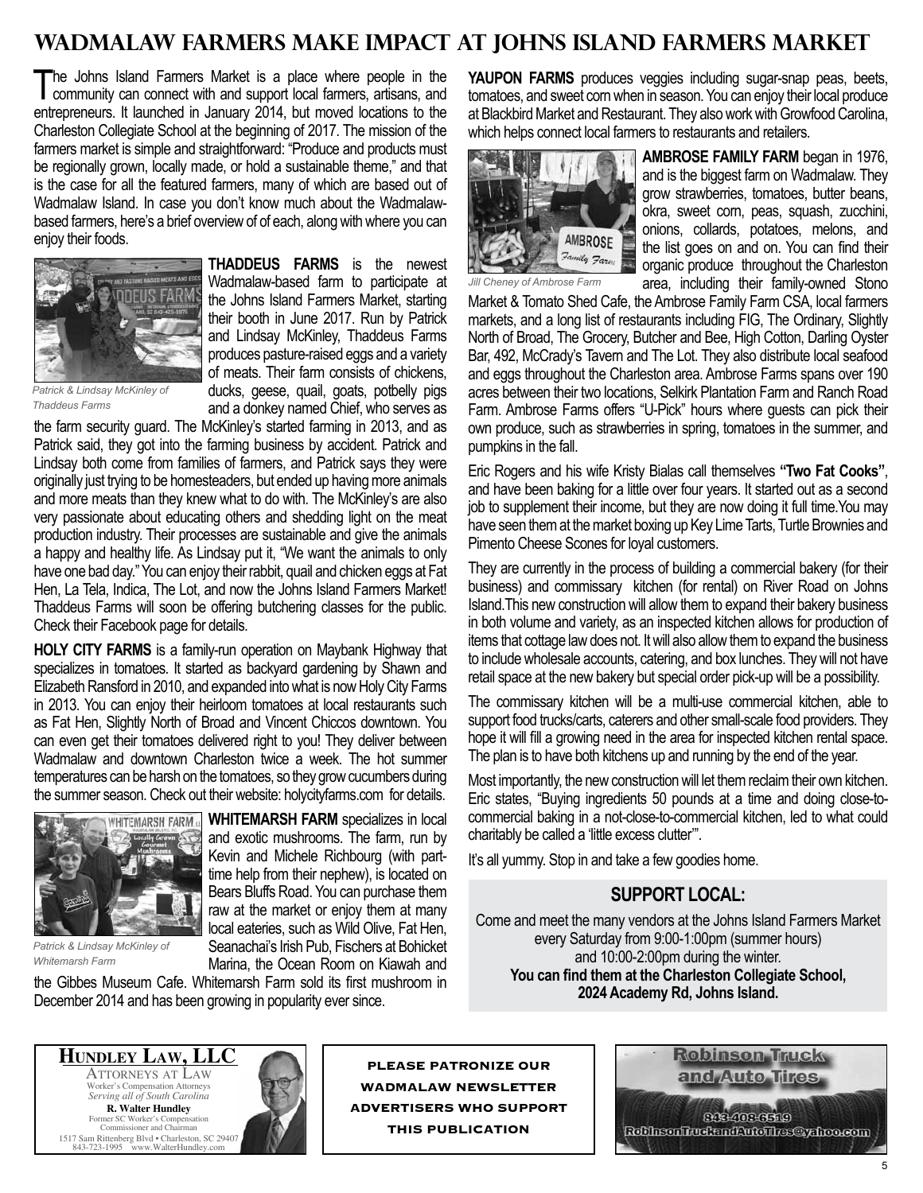# WADMALAW FARMERS MAKE IMPACT AT JOHNS ISLAND FARMERS MARKET

The Johns Island Farmers Market is a place where people in the community can connect with and support local farmers, artisans, and entrepreneurs. It launched in January 2014, but moved locations to the Charleston Collegiate School at the beginning of 2017. The mission of the farmers market is simple and straightforward: "Produce and products must be regionally grown, locally made, or hold a sustainable theme," and that is the case for all the featured farmers, many of which are based out of Wadmalaw Island. In case you don't know much about the Wadmalaw-based farmers, here's a brief overview of each, along with where you can enjoy their foods.

*Patrick & Lindsay McKinley of Thaddeus Farms*

**THADDEUS FARMS** is the newest Wadmalaw-based farm to participate at the Johns Island Farmers Market, starting their booth in June 2017. Run by Patrick and Lindsay McKinley, Thaddeus Farms produces pasture-raised eggs and a variety of meats. Their farm consists of chickens, ducks, geese, quail, goats, potbelly pigs and a donkey named Chief, who serves as the farm security guard. The McKinley's started farming in 2013, and as Patrick said, they got into the farming business by accident. Patrick and Lindsay both come from families of farmers, and Patrick says they were originally just trying to be homesteaders, but ended up having more animals and more meats than they knew what to do with. The McKinley's are also very passionate about educating others and shedding light on the meat production industry. Their processes are sustainable and give the animals a happy and healthy life. As Lindsay put it, "We want the animals to only have one bad day." You can enjoy their rabbit, quail and chicken eggs at Fat Hen, La Tela, Indica, The Lot, and now the Johns Island Farmers Market! Thaddeus Farms will soon be offering butchering classes for the public. Check their Facebook page for details.

**HOLY CITY FARMS** is a family-run operation on Maybank Highway that specializes in tomatoes. It started as backyard gardening by Shawn and Elizabeth Ransford in 2010, and expanded into what is now Holy City Farms in 2013. You can enjoy their heirloom tomatoes at local restaurants such as Fat Hen, Slightly North of Broad and Vincent Chiccos downtown. You can even get their tomatoes delivered right to you! They deliver between Wadmalaw and downtown Charleston twice a week. The hot summer temperatures can be harsh on the tomatoes, so they grow cucumbers during the summer season. Check out their website: holycityfarms.com for details.

*Patrick & Lindsay McKinley of Whitemarsh Farm*

**WHITEMARSH FARM** specializes in local and exotic mushrooms. The farm, run by Kevin and Michele Richbourg (with part-time help from their nephew), is located on Bears Bluffs Road. You can purchase them raw at the market or enjoy them at many local eateries, such as Wild Olive, Fat Hen, Seanachai's Irish Pub, Fischers at Bohicket Marina, the Ocean Room on Kiawah and the Gibbes Museum Cafe. Whitemarsh Farm sold its first mushroom in December 2014 and has been growing in popularity ever since.

**YAUPON FARMS** produces veggies including sugar-snap peas, beets, tomatoes, and sweet corn when in season. You can enjoy their local produce at Blackbird Market and Restaurant. They also work with Growfood Carolina, which helps connect local farmers to restaurants and retailers.

*Jill Cheney of Ambrose Farm*

**AMBROSE FAMILY FARM** began in 1976, and is the biggest farm on Wadmalaw. They grow strawberries, tomatoes, butter beans, okra, sweet corn, peas, squash, zucchini, onions, collards, potatoes, melons, and the list goes on and on. You can find their organic produce throughout the Charleston area, including their family-owned Stono Market & Tomato Shed Cafe, the Ambrose Family Farm CSA, local farmers markets, and a long list of restaurants including FIG, The Ordinary, Slightly North of Broad, The Grocery, Butcher and Bee, High Cotton, Darling Oyster Bar, 492, McCrady's Tavern and The Lot. They also distribute local seafood and eggs throughout the Charleston area. Ambrose Farms spans over 190 acres between their two locations, Selkirk Plantation Farm and Ranch Road Farm. Ambrose Farms offers "U-Pick" hours where guests can pick their own produce, such as strawberries in spring, tomatoes in the summer, and pumpkins in the fall.

Eric Rogers and his wife Kristy Bialas call themselves **"Two Fat Cooks"**, and have been baking for a little over four years. It started out as a second job to supplement their income, but they are now doing it full time. You may have seen them at the market boxing up Key Lime Tarts, Turtle Brownies and Pimento Cheese Scones for loyal customers.

They are currently in the process of building a commercial bakery (for their business) and commissary kitchen (for rental) on River Road on Johns Island. This new construction will allow them to expand their bakery business in both volume and variety, as an inspected kitchen allows for production of items that cottage law does not. It will also allow them to expand the business to include wholesale accounts, catering, and box lunches. They will not have retail space at the new bakery but special order pick-up will be a possibility.

The commissary kitchen will be a multi-use commercial kitchen, able to support food trucks/carts, caterers and other small-scale food providers. They hope it will fill a growing need in the area for inspected kitchen rental space. The plan is to have both kitchens up and running by the end of the year.

Most importantly, the new construction will let them reclaim their own kitchen. Eric states, "Buying ingredients 50 pounds at a time and doing close-to-commercial baking in a not-close-to-commercial kitchen, led to what could charitably be called a 'little excess clutter'".

It's all yummy. Stop in and take a few goodies home.

## SUPPORT LOCAL:

Come and meet the many vendors at the Johns Island Farmers Market every Saturday from 9:00-1:00pm (summer hours) and 10:00-2:00pm during the winter.
**You can find them at the Charleston Collegiate School, 2024 Academy Rd, Johns Island.**

---

**HUNDLEY LAW, LLC**
ATTORNEYS AT LAW
Worker's Compensation Attorneys
*Serving all of South Carolina*
**R. Walter Hundley**
Former SC Worker's Compensation Commissioner and Chairman
1517 Sam Rittenberg Blvd • Charleston, SC 29407
843-723-1995 www.WalterHundley.com

**PLEASE PATRONIZE OUR WADMALAW NEWSLETTER ADVERTISERS WHO SUPPORT THIS PUBLICATION**

**Robinson Truck and Auto Tires**
843-408-6519
RobinsonTruckandAutoTires@yahoo.com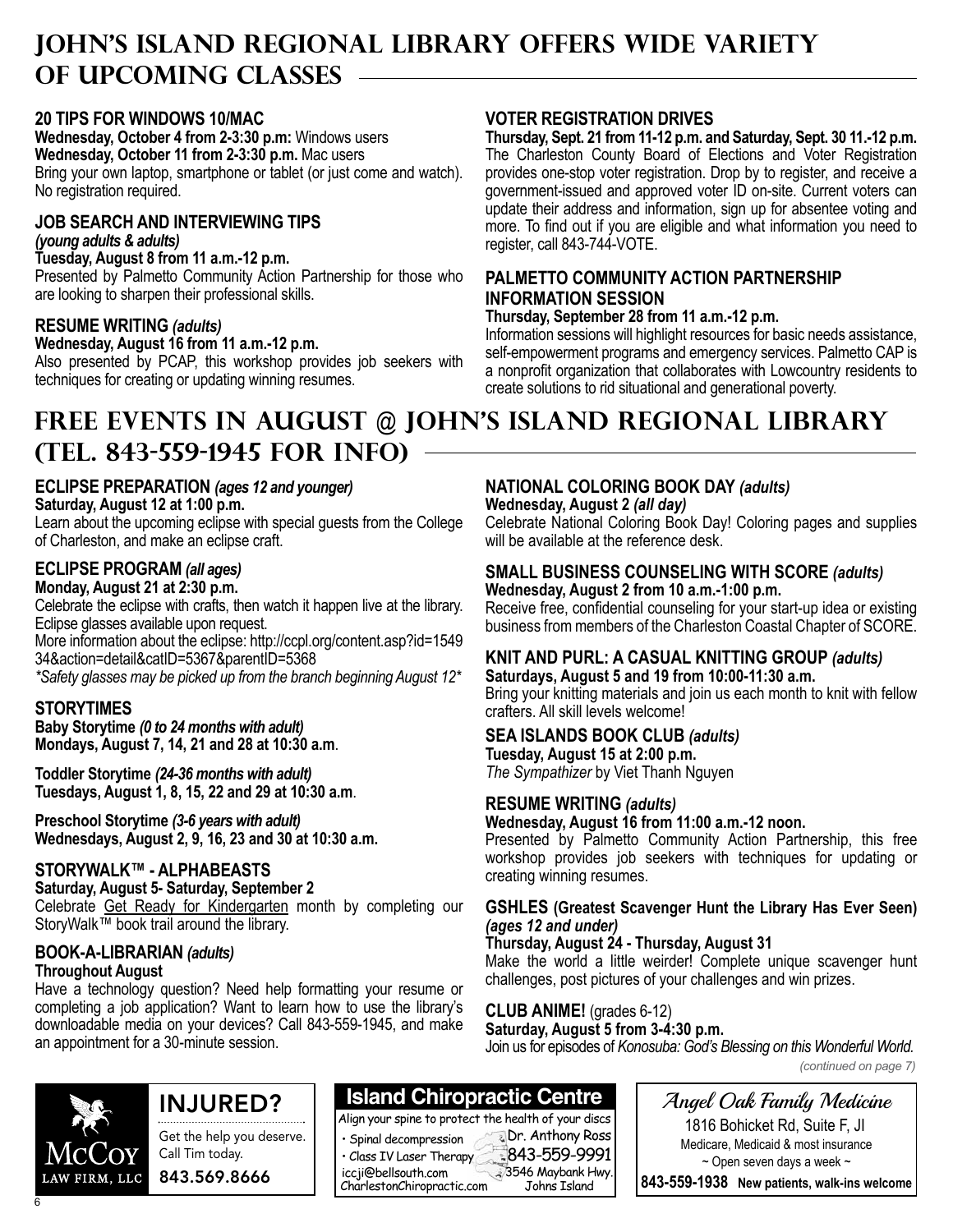## JOHN'S ISLAND REGIONAL LIBRARY OFFERS WIDE VARIETY OF UPCOMING CLASSES

### 20 TIPS FOR WINDOWS 10/MAC

**Wednesday, October 4 from 2-3:30 p.m:** Windows users
**Wednesday, October 11 from 2-3:30 p.m.** Mac users
Bring your own laptop, smartphone or tablet (or just come and watch). No registration required.

### JOB SEARCH AND INTERVIEWING TIPS *(young adults & adults)*

**Tuesday, August 8 from 11 a.m.-12 p.m.**
Presented by Palmetto Community Action Partnership for those who are looking to sharpen their professional skills.

### RESUME WRITING *(adults)*

**Wednesday, August 16 from 11 a.m.-12 p.m.**
Also presented by PCAP, this workshop provides job seekers with techniques for creating or updating winning resumes.

### VOTER REGISTRATION DRIVES

**Thursday, Sept. 21 from 11-12 p.m. and Saturday, Sept. 30 11.-12 p.m.**
The Charleston County Board of Elections and Voter Registration provides one-stop voter registration. Drop by to register, and receive a government-issued and approved voter ID on-site. Current voters can update their address and information, sign up for absentee voting and more. To find out if you are eligible and what information you need to register, call 843-744-VOTE.

### PALMETTO COMMUNITY ACTION PARTNERSHIP INFORMATION SESSION

**Thursday, September 28 from 11 a.m.-12 p.m.**
Information sessions will highlight resources for basic needs assistance, self-empowerment programs and emergency services. Palmetto CAP is a nonprofit organization that collaborates with Lowcountry residents to create solutions to rid situational and generational poverty.

## FREE EVENTS IN AUGUST @ JOHN'S ISLAND REGIONAL LIBRARY (TEL. 843-559-1945 FOR INFO)

### ECLIPSE PREPARATION *(ages 12 and younger)*

**Saturday, August 12 at 1:00 p.m.**
Learn about the upcoming eclipse with special guests from the College of Charleston, and make an eclipse craft.

### ECLIPSE PROGRAM *(all ages)*

**Monday, August 21 at 2:30 p.m.**
Celebrate the eclipse with crafts, then watch it happen live at the library. Eclipse glasses available upon request.
More information about the eclipse: http://ccpl.org/content.asp?id=154934&action=detail&catID=5367&parentID=5368
*\*Safety glasses may be picked up from the branch beginning August 12\**

### STORYTIMES

**Baby Storytime** ***(0 to 24 months with adult)***
**Mondays, August 7, 14, 21 and 28 at 10:30 a.m**.

**Toddler Storytime** ***(24-36 months with adult)***
**Tuesdays, August 1, 8, 15, 22 and 29 at 10:30 a.m**.

**Preschool Storytime** ***(3-6 years with adult)***
**Wednesdays, August 2, 9, 16, 23 and 30 at 10:30 a.m.**

### STORYWALK™ - ALPHABEASTS

**Saturday, August 5- Saturday, September 2**
Celebrate Get Ready for Kindergarten month by completing our StoryWalk™ book trail around the library.

### BOOK-A-LIBRARIAN *(adults)*

**Throughout August**
Have a technology question? Need help formatting your resume or completing a job application? Want to learn how to use the library's downloadable media on your devices? Call 843-559-1945, and make an appointment for a 30-minute session.

### NATIONAL COLORING BOOK DAY *(adults)*

**Wednesday, August 2** ***(all day)***
Celebrate National Coloring Book Day! Coloring pages and supplies will be available at the reference desk.

### SMALL BUSINESS COUNSELING WITH SCORE *(adults)*

**Wednesday, August 2 from 10 a.m.-1:00 p.m.**
Receive free, confidential counseling for your start-up idea or existing business from members of the Charleston Coastal Chapter of SCORE.

### KNIT AND PURL: A CASUAL KNITTING GROUP *(adults)*

**Saturdays, August 5 and 19 from 10:00-11:30 a.m.**
Bring your knitting materials and join us each month to knit with fellow crafters. All skill levels welcome!

### SEA ISLANDS BOOK CLUB *(adults)*

**Tuesday, August 15 at 2:00 p.m.**
*The Sympathizer* by Viet Thanh Nguyen

### RESUME WRITING *(adults)*

**Wednesday, August 16 from 11:00 a.m.-12 noon.**
Presented by Palmetto Community Action Partnership, this free workshop provides job seekers with techniques for updating or creating winning resumes.

### GSHLES (Greatest Scavenger Hunt the Library Has Ever Seen) *(ages 12 and under)*

**Thursday, August 24 - Thursday, August 31**
Make the world a little weirder! Complete unique scavenger hunt challenges, post pictures of your challenges and win prizes.

### CLUB ANIME! (grades 6-12)

**Saturday, August 5 from 3-4:30 p.m.**
Join us for episodes of *Konosuba: God's Blessing on this Wonderful World.*

*(continued on page 7)*

---

McCOY LAW FIRM, LLC
**INJURED?**
Get the help you deserve. Call Tim today.
**843.569.8666**

**Island Chiropractic Centre**
Align your spine to protect the health of your discs
- Spinal decompression
- Class IV Laser Therapy

Dr. Anthony Ross
843-559-9991
iccji@bellsouth.com
CharlestonChiropractic.com
3546 Maybank Hwy. Johns Island

*Angel Oak Family Medicine*
1816 Bohicket Rd, Suite F, JI
Medicare, Medicaid & most insurance
~ Open seven days a week ~
**843-559-1938 New patients, walk-ins welcome**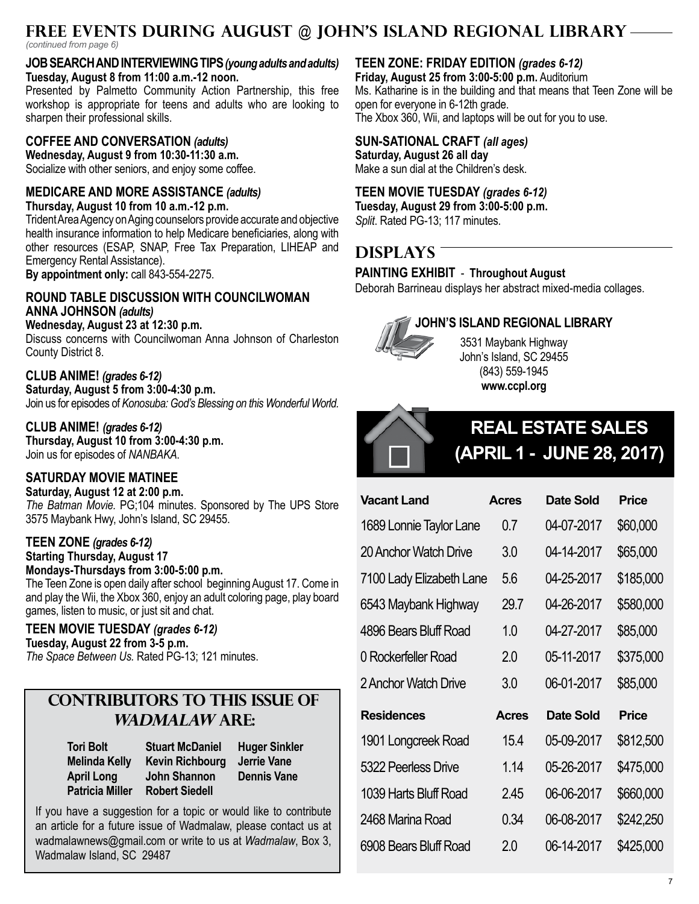## FREE EVENTS DURING AUGUST @ JOHN'S ISLAND REGIONAL LIBRARY

*(continued from page 6)*

**JOB SEARCH AND INTERVIEWING TIPS** ***(young adults and adults)***
**Tuesday, August 8 from 11:00 a.m.-12 noon.**
Presented by Palmetto Community Action Partnership, this free workshop is appropriate for teens and adults who are looking to sharpen their professional skills.

**COFFEE AND CONVERSATION** ***(adults)***
**Wednesday, August 9 from 10:30-11:30 a.m.**
Socialize with other seniors, and enjoy some coffee.

**MEDICARE AND MORE ASSISTANCE** ***(adults)***
**Thursday, August 10 from 10 a.m.-12 p.m.**
Trident Area Agency on Aging counselors provide accurate and objective health insurance information to help Medicare beneficiaries, along with other resources (ESAP, SNAP, Free Tax Preparation, LIHEAP and Emergency Rental Assistance).
**By appointment only:** call 843-554-2275.

**ROUND TABLE DISCUSSION WITH COUNCILWOMAN ANNA JOHNSON** ***(adults)***
**Wednesday, August 23 at 12:30 p.m.**
Discuss concerns with Councilwoman Anna Johnson of Charleston County District 8.

**CLUB ANIME!** ***(grades 6-12)***
**Saturday, August 5 from 3:00-4:30 p.m.**
Join us for episodes of *Konosuba: God's Blessing on this Wonderful World.*

**CLUB ANIME!** ***(grades 6-12)***
**Thursday, August 10 from 3:00-4:30 p.m.**
Join us for episodes of *NANBAKA*.

**SATURDAY MOVIE MATINEE**
**Saturday, August 12 at 2:00 p.m.**
*The Batman Movie.* PG;104 minutes. Sponsored by The UPS Store 3575 Maybank Hwy, John's Island, SC 29455.

**TEEN ZONE** ***(grades 6-12)***
**Starting Thursday, August 17**
**Mondays-Thursdays from 3:00-5:00 p.m.**
The Teen Zone is open daily after school beginning August 17. Come in and play the Wii, the Xbox 360, enjoy an adult coloring page, play board games, listen to music, or just sit and chat.

**TEEN MOVIE TUESDAY** ***(grades 6-12)***
**Tuesday, August 22 from 3-5 p.m.**
*The Space Between Us.* Rated PG-13; 121 minutes.

**TEEN ZONE: FRIDAY EDITION** ***(grades 6-12)***
**Friday, August 25 from 3:00-5:00 p.m.** Auditorium
Ms. Katharine is in the building and that means that Teen Zone will be open for everyone in 6-12th grade.
The Xbox 360, Wii, and laptops will be out for you to use.

**SUN-SATIONAL CRAFT** ***(all ages)***
**Saturday, August 26 all day**
Make a sun dial at the Children's desk.

**TEEN MOVIE TUESDAY** ***(grades 6-12)***
**Tuesday, August 29 from 3:00-5:00 p.m.**
*Split*. Rated PG-13; 117 minutes.

## DISPLAYS

**PAINTING EXHIBIT** - **Throughout August**
Deborah Barrineau displays her abstract mixed-media collages.

**JOHN'S ISLAND REGIONAL LIBRARY**
3531 Maybank Highway
John's Island, SC 29455
(843) 559-1945
**www.ccpl.org**

## CONTRIBUTORS TO THIS ISSUE OF *WADMALAW* ARE:

| | | |
|---|---|---|
| **Tori Bolt** | **Stuart McDaniel** | **Huger Sinkler** |
| **Melinda Kelly** | **Kevin Richbourg** | **Jerrie Vane** |
| **April Long** | **John Shannon** | **Dennis Vane** |
| **Patricia Miller** | **Robert Siedell** | |

If you have a suggestion for a topic or would like to contribute an article for a future issue of Wadmalaw, please contact us at wadmalawnews@gmail.com or write to us at *Wadmalaw*, Box 3, Wadmalaw Island, SC 29487

## REAL ESTATE SALES (APRIL 1 - JUNE 28, 2017)

| Vacant Land | Acres | Date Sold | Price |
|---|---|---|---|
| 1689 Lonnie Taylor Lane | 0.7 | 04-07-2017 | $60,000 |
| 20 Anchor Watch Drive | 3.0 | 04-14-2017 | $65,000 |
| 7100 Lady Elizabeth Lane | 5.6 | 04-25-2017 | $185,000 |
| 6543 Maybank Highway | 29.7 | 04-26-2017 | $580,000 |
| 4896 Bears Bluff Road | 1.0 | 04-27-2017 | $85,000 |
| 0 Rockerfeller Road | 2.0 | 05-11-2017 | $375,000 |
| 2 Anchor Watch Drive | 3.0 | 06-01-2017 | $85,000 |
| **Residences** | **Acres** | **Date Sold** | **Price** |
| 1901 Longcreek Road | 15.4 | 05-09-2017 | $812,500 |
| 5322 Peerless Drive | 1.14 | 05-26-2017 | $475,000 |
| 1039 Harts Bluff Road | 2.45 | 06-06-2017 | $660,000 |
| 2468 Marina Road | 0.34 | 06-08-2017 | $242,250 |
| 6908 Bears Bluff Road | 2.0 | 06-14-2017 | $425,000 |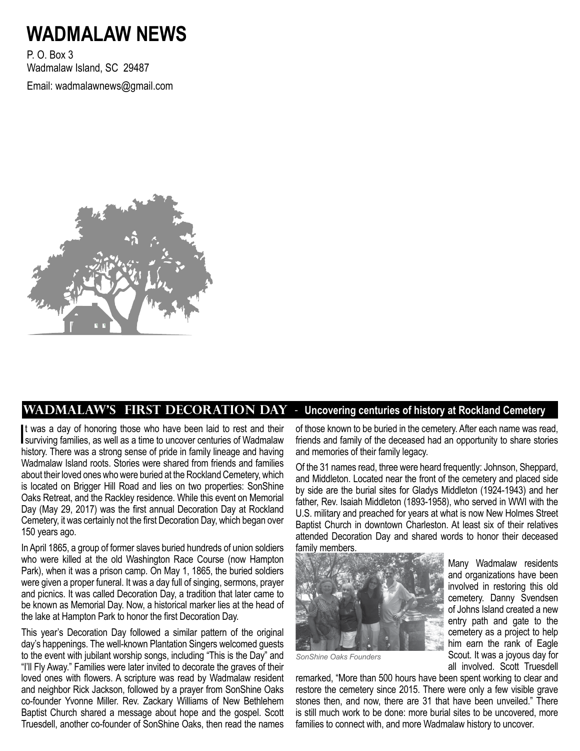# WADMALAW NEWS

P. O. Box 3
Wadmalaw Island, SC 29487

Email: wadmalawnews@gmail.com

## WADMALAW'S FIRST DECORATION DAY - Uncovering centuries of history at Rockland Cemetery

It was a day of honoring those who have been laid to rest and their surviving families, as well as a time to uncover centuries of Wadmalaw history. There was a strong sense of pride in family lineage and having Wadmalaw Island roots. Stories were shared from friends and families about their loved ones who were buried at the Rockland Cemetery, which is located on Brigger Hill Road and lies on two properties: SonShine Oaks Retreat, and the Rackley residence. While this event on Memorial Day (May 29, 2017) was the first annual Decoration Day at Rockland Cemetery, it was certainly not the first Decoration Day, which began over 150 years ago.

In April 1865, a group of former slaves buried hundreds of union soldiers who were killed at the old Washington Race Course (now Hampton Park), when it was a prison camp. On May 1, 1865, the buried soldiers were given a proper funeral. It was a day full of singing, sermons, prayer and picnics. It was called Decoration Day, a tradition that later came to be known as Memorial Day. Now, a historical marker lies at the head of the lake at Hampton Park to honor the first Decoration Day.

This year's Decoration Day followed a similar pattern of the original day's happenings. The well-known Plantation Singers welcomed guests to the event with jubilant worship songs, including "This is the Day" and "I'll Fly Away." Families were later invited to decorate the graves of their loved ones with flowers. A scripture was read by Wadmalaw resident and neighbor Rick Jackson, followed by a prayer from SonShine Oaks co-founder Yvonne Miller. Rev. Zackary Williams of New Bethlehem Baptist Church shared a message about hope and the gospel. Scott Truesdell, another co-founder of SonShine Oaks, then read the names of those known to be buried in the cemetery. After each name was read, friends and family of the deceased had an opportunity to share stories and memories of their family legacy.

Of the 31 names read, three were heard frequently: Johnson, Sheppard, and Middleton. Located near the front of the cemetery and placed side by side are the burial sites for Gladys Middleton (1924-1943) and her father, Rev. Isaiah Middleton (1893-1958), who served in WWI with the U.S. military and preached for years at what is now New Holmes Street Baptist Church in downtown Charleston. At least six of their relatives attended Decoration Day and shared words to honor their deceased family members.

*SonShine Oaks Founders*

Many Wadmalaw residents and organizations have been involved in restoring this old cemetery. Danny Svendsen of Johns Island created a new entry path and gate to the cemetery as a project to help him earn the rank of Eagle Scout. It was a joyous day for all involved. Scott Truesdell remarked, "More than 500 hours have been spent working to clear and restore the cemetery since 2015. There were only a few visible grave stones then, and now, there are 31 that have been unveiled." There is still much work to be done: more burial sites to be uncovered, more families to connect with, and more Wadmalaw history to uncover.